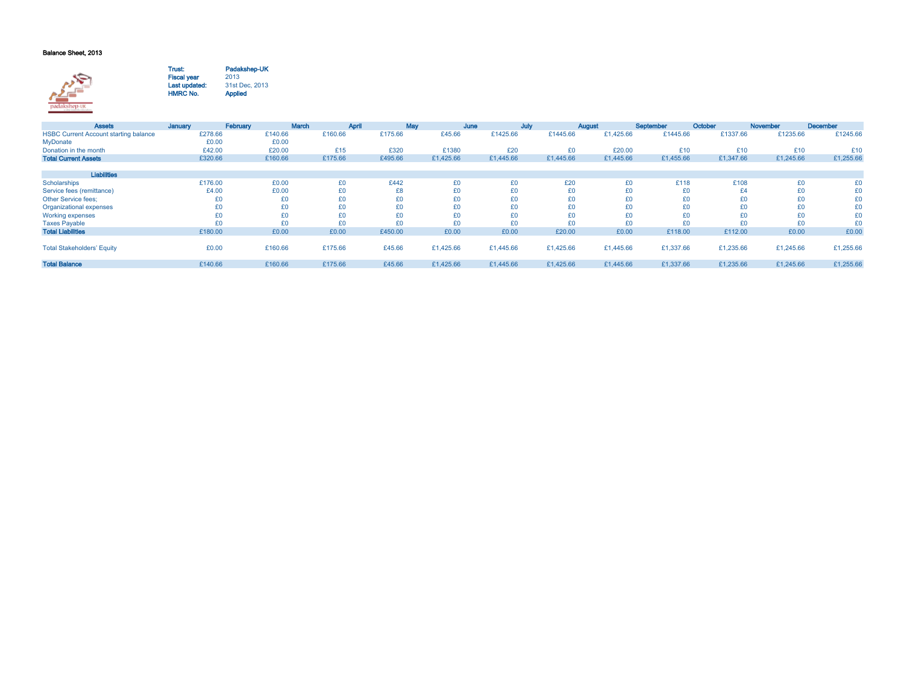# Balance Sheet, 2013

| | |
|---|---|
| **Trust:** | **Padakshep-UK** |
| **Fiscal year** | 2013 |
| **Last updated:** | 31st Dec, 2013 |
| **HMRC No.** | **Applied** |

| Assets | January | February | March | April | May | June | July | August | September | October | November | December |
|---|---|---|---|---|---|---|---|---|---|---|---|---|
| HSBC Current Account starting balance | £278.66 | £140.66 | £160.66 | £175.66 | £45.66 | £1425.66 | £1445.66 | £1,425.66 | £1445.66 | £1337.66 | £1235.66 | £1245.66 |
| MyDonate | £0.00 | £0.00 | | | | | | | | | | |
| Donation in the month | £42.00 | £20.00 | £15 | £320 | £1380 | £20 | £0 | £20.00 | £10 | £10 | £10 | £10 |
| **Total Current Assets** | £320.66 | £160.66 | £175.66 | £495.66 | £1,425.66 | £1,445.66 | £1,445.66 | £1,445.66 | £1,455.66 | £1,347.66 | £1,245.66 | £1,255.66 |
| | | | | | | | | | | | | |
| **Liabilities** | | | | | | | | | | | | |
| Scholarships | £176.00 | £0.00 | £0 | £442 | £0 | £0 | £20 | £0 | £118 | £108 | £0 | £0 |
| Service fees (remittance) | £4.00 | £0.00 | £0 | £8 | £0 | £0 | £0 | £0 | £0 | £4 | £0 | £0 |
| Other Service fees; | £0 | £0 | £0 | £0 | £0 | £0 | £0 | £0 | £0 | £0 | £0 | £0 |
| Organizational expenses | £0 | £0 | £0 | £0 | £0 | £0 | £0 | £0 | £0 | £0 | £0 | £0 |
| Working expenses | £0 | £0 | £0 | £0 | £0 | £0 | £0 | £0 | £0 | £0 | £0 | £0 |
| Taxes Payable | £0 | £0 | £0 | £0 | £0 | £0 | £0 | £0 | £0 | £0 | £0 | £0 |
| **Total Liabilities** | £180.00 | £0.00 | £0.00 | £450.00 | £0.00 | £0.00 | £20.00 | £0.00 | £118.00 | £112.00 | £0.00 | £0.00 |
| | | | | | | | | | | | | |
| Total Stakeholders' Equity | £0.00 | £160.66 | £175.66 | £45.66 | £1,425.66 | £1,445.66 | £1,425.66 | £1,445.66 | £1,337.66 | £1,235.66 | £1,245.66 | £1,255.66 |
| | | | | | | | | | | | | |
| **Total Balance** | £140.66 | £160.66 | £175.66 | £45.66 | £1,425.66 | £1,445.66 | £1,425.66 | £1,445.66 | £1,337.66 | £1,235.66 | £1,245.66 | £1,255.66 |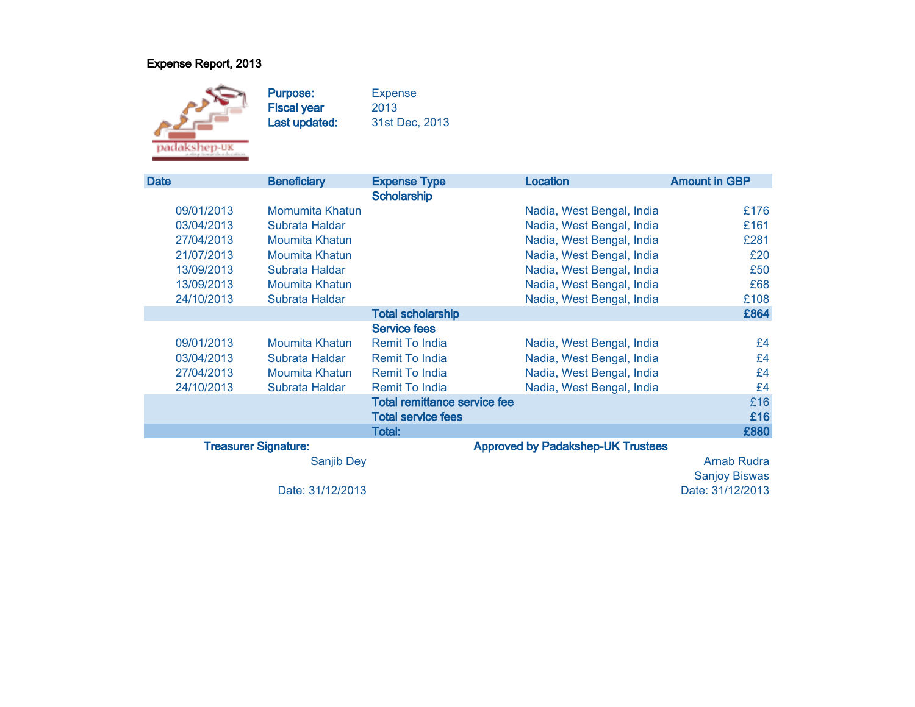Expense Report, 2013

**Purpose:** Expense
**Fiscal year** 2013
**Last updated:** 31st Dec, 2013

| Date | Beneficiary | Expense Type | Location | Amount in GBP |
|---|---|---|---|---|
| | | **Scholarship** | | |
| 09/01/2013 | Momumita Khatun | | Nadia, West Bengal, India | £176 |
| 03/04/2013 | Subrata Haldar | | Nadia, West Bengal, India | £161 |
| 27/04/2013 | Moumita Khatun | | Nadia, West Bengal, India | £281 |
| 21/07/2013 | Moumita Khatun | | Nadia, West Bengal, India | £20 |
| 13/09/2013 | Subrata Haldar | | Nadia, West Bengal, India | £50 |
| 13/09/2013 | Moumita Khatun | | Nadia, West Bengal, India | £68 |
| 24/10/2013 | Subrata Haldar | | Nadia, West Bengal, India | £108 |
| | | **Total scholarship** | | **£864** |
| | | **Service fees** | | |
| 09/01/2013 | Moumita Khatun | Remit To India | Nadia, West Bengal, India | £4 |
| 03/04/2013 | Subrata Haldar | Remit To India | Nadia, West Bengal, India | £4 |
| 27/04/2013 | Moumita Khatun | Remit To India | Nadia, West Bengal, India | £4 |
| 24/10/2013 | Subrata Haldar | Remit To India | Nadia, West Bengal, India | £4 |
| | | **Total remittance service fee** | | £16 |
| | | **Total service fees** | | **£16** |
| | | **Total:** | | **£880** |

**Treasurer Signature:**
Sanjib Dey

Date: 31/12/2013

**Approved by Padakshep-UK Trustees**
Arnab Rudra
Sanjoy Biswas
Date: 31/12/2013